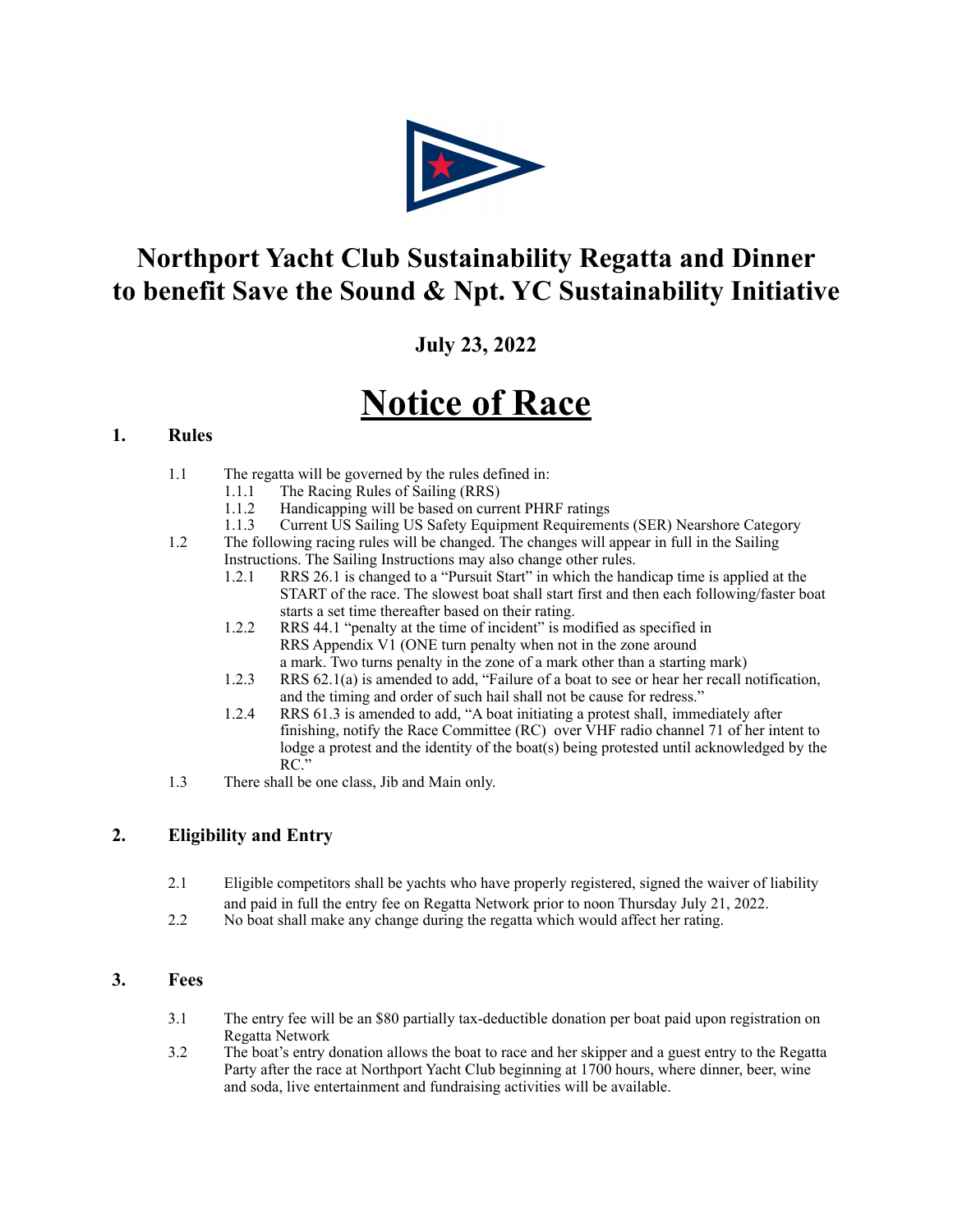# Northport Yacht Club Sustainability Regatta and Dinner to benefit Save the Sound & Npt. YC Sustainability Initiative

### July 23, 2022

# Notice of Race

## 1. Rules

1.1 The regatta will be governed by the rules defined in:
- 1.1.1 The Racing Rules of Sailing (RRS)
- 1.1.2 Handicapping will be based on current PHRF ratings
- 1.1.3 Current US Sailing US Safety Equipment Requirements (SER) Nearshore Category

1.2 The following racing rules will be changed. The changes will appear in full in the Sailing Instructions. The Sailing Instructions may also change other rules.
- 1.2.1 RRS 26.1 is changed to a "Pursuit Start" in which the handicap time is applied at the START of the race. The slowest boat shall start first and then each following/faster boat starts a set time thereafter based on their rating.
- 1.2.2 RRS 44.1 "penalty at the time of incident" is modified as specified in RRS Appendix V1 (ONE turn penalty when not in the zone around a mark. Two turns penalty in the zone of a mark other than a starting mark)
- 1.2.3 RRS 62.1(a) is amended to add, "Failure of a boat to see or hear her recall notification, and the timing and order of such hail shall not be cause for redress."
- 1.2.4 RRS 61.3 is amended to add, "A boat initiating a protest shall, immediately after finishing, notify the Race Committee (RC) over VHF radio channel 71 of her intent to lodge a protest and the identity of the boat(s) being protested until acknowledged by the RC."

1.3 There shall be one class, Jib and Main only.

## 2. Eligibility and Entry

2.1 Eligible competitors shall be yachts who have properly registered, signed the waiver of liability and paid in full the entry fee on Regatta Network prior to noon Thursday July 21, 2022.

2.2 No boat shall make any change during the regatta which would affect her rating.

## 3. Fees

3.1 The entry fee will be an $80 partially tax-deductible donation per boat paid upon registration on Regatta Network

3.2 The boat's entry donation allows the boat to race and her skipper and a guest entry to the Regatta Party after the race at Northport Yacht Club beginning at 1700 hours, where dinner, beer, wine and soda, live entertainment and fundraising activities will be available.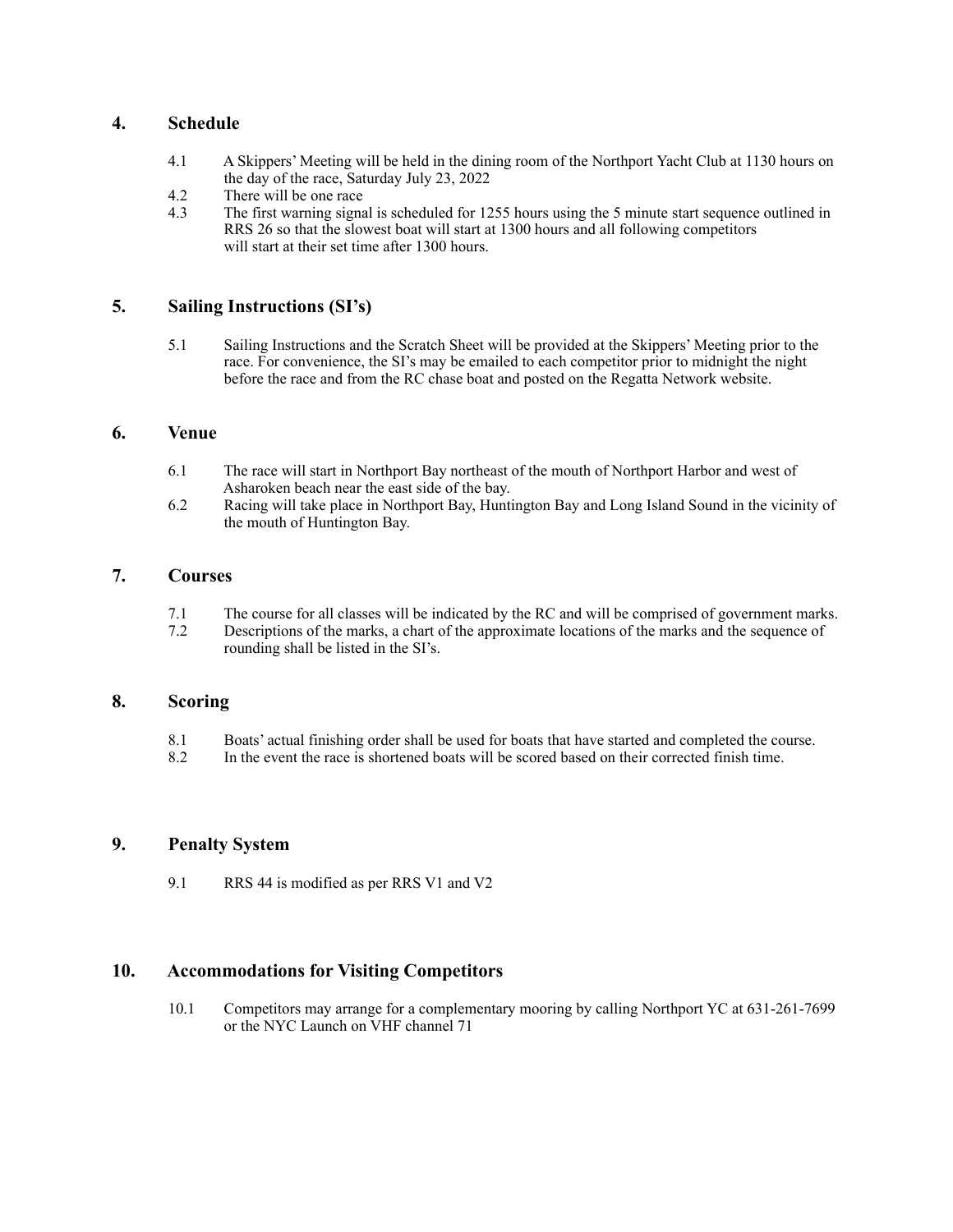## 4. Schedule

4.1 A Skippers' Meeting will be held in the dining room of the Northport Yacht Club at 1130 hours on the day of the race, Saturday July 23, 2022

4.2 There will be one race

4.3 The first warning signal is scheduled for 1255 hours using the 5 minute start sequence outlined in RRS 26 so that the slowest boat will start at 1300 hours and all following competitors will start at their set time after 1300 hours.

## 5. Sailing Instructions (SI's)

5.1 Sailing Instructions and the Scratch Sheet will be provided at the Skippers' Meeting prior to the race. For convenience, the SI's may be emailed to each competitor prior to midnight the night before the race and from the RC chase boat and posted on the Regatta Network website.

## 6. Venue

6.1 The race will start in Northport Bay northeast of the mouth of Northport Harbor and west of Asharoken beach near the east side of the bay.

6.2 Racing will take place in Northport Bay, Huntington Bay and Long Island Sound in the vicinity of the mouth of Huntington Bay.

## 7. Courses

7.1 The course for all classes will be indicated by the RC and will be comprised of government marks.

7.2 Descriptions of the marks, a chart of the approximate locations of the marks and the sequence of rounding shall be listed in the SI's.

## 8. Scoring

8.1 Boats' actual finishing order shall be used for boats that have started and completed the course.

8.2 In the event the race is shortened boats will be scored based on their corrected finish time.

## 9. Penalty System

9.1 RRS 44 is modified as per RRS V1 and V2

## 10. Accommodations for Visiting Competitors

10.1 Competitors may arrange for a complementary mooring by calling Northport YC at 631-261-7699 or the NYC Launch on VHF channel 71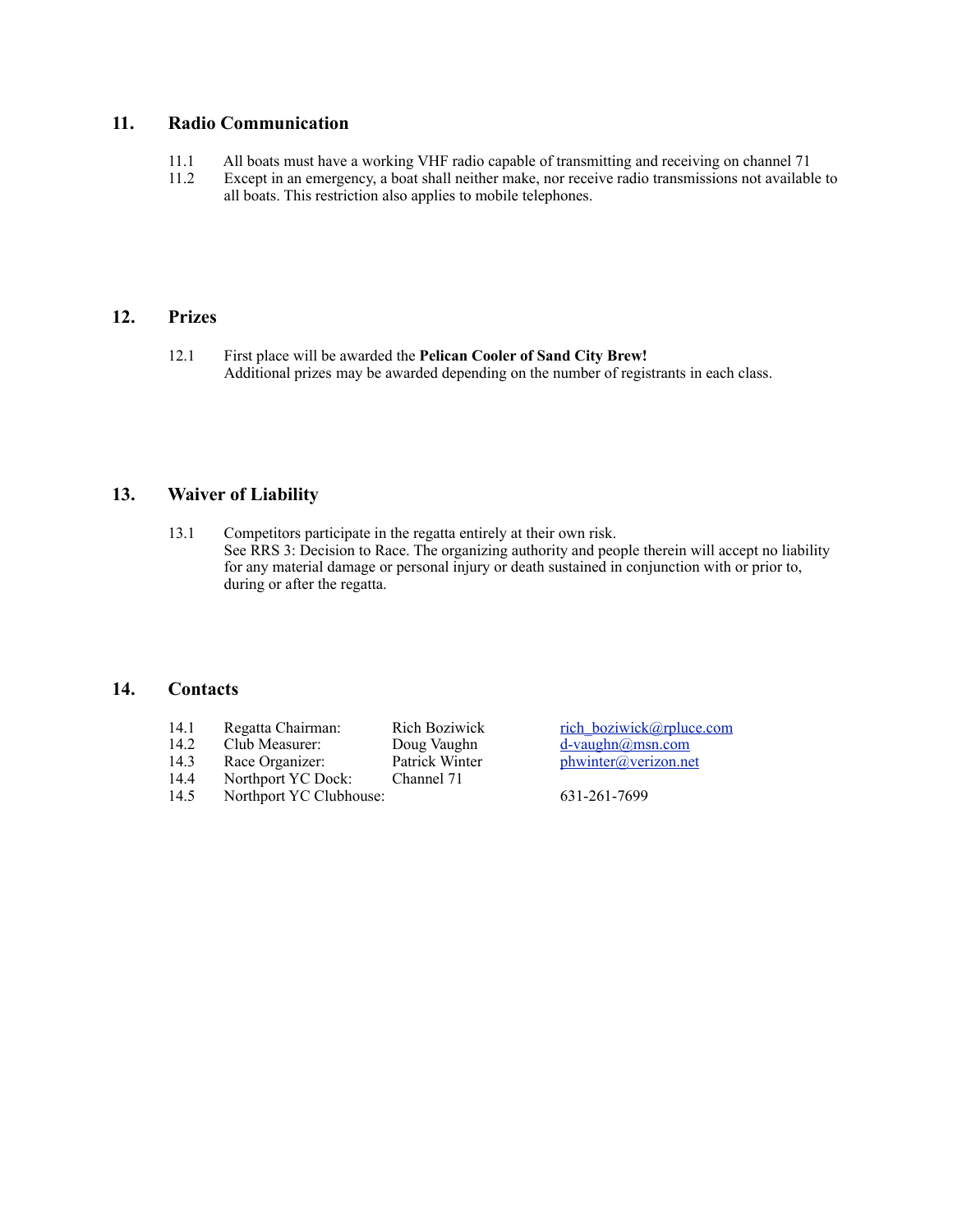## 11. Radio Communication

11.1 All boats must have a working VHF radio capable of transmitting and receiving on channel 71

11.2 Except in an emergency, a boat shall neither make, nor receive radio transmissions not available to all boats. This restriction also applies to mobile telephones.

## 12. Prizes

12.1 First place will be awarded the **Pelican Cooler of Sand City Brew!**
Additional prizes may be awarded depending on the number of registrants in each class.

## 13. Waiver of Liability

13.1 Competitors participate in the regatta entirely at their own risk.
See RRS 3: Decision to Race. The organizing authority and people therein will accept no liability for any material damage or personal injury or death sustained in conjunction with or prior to, during or after the regatta.

## 14. Contacts

| | | | |
|---|---|---|---|
| 14.1 | Regatta Chairman: | Rich Boziwick | rich_boziwick@rpluce.com |
| 14.2 | Club Measurer: | Doug Vaughn | d-vaughn@msn.com |
| 14.3 | Race Organizer: | Patrick Winter | phwinter@verizon.net |
| 14.4 | Northport YC Dock: | Channel 71 | |
| 14.5 | Northport YC Clubhouse: | | 631-261-7699 |